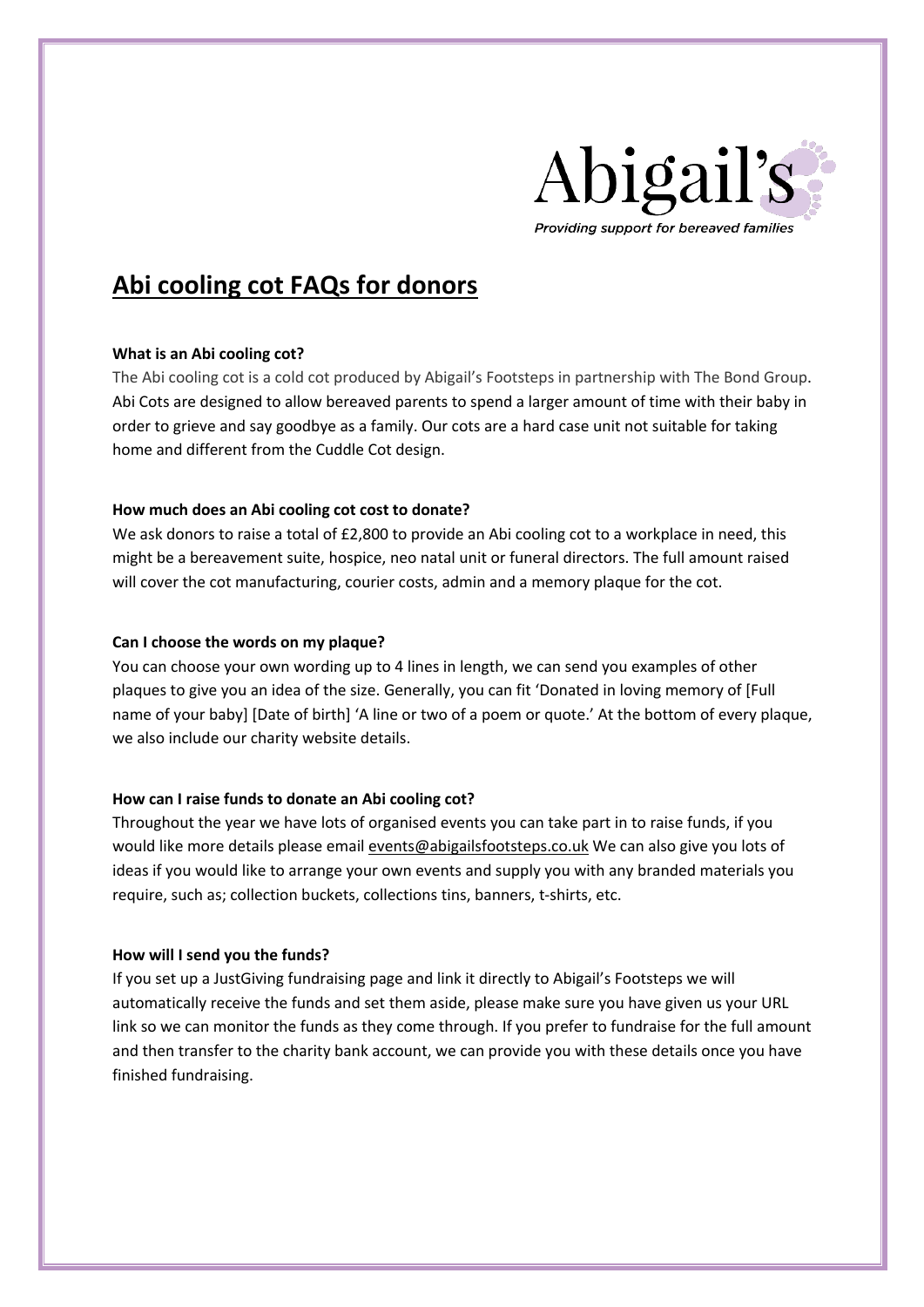Abigail's

*Providing support for bereaved families*

# Abi cooling cot FAQs for donors

**What is an Abi cooling cot?**

The Abi cooling cot is a cold cot produced by Abigail's Footsteps in partnership with The Bond Group. Abi Cots are designed to allow bereaved parents to spend a larger amount of time with their baby in order to grieve and say goodbye as a family. Our cots are a hard case unit not suitable for taking home and different from the Cuddle Cot design.

**How much does an Abi cooling cot cost to donate?**

We ask donors to raise a total of £2,800 to provide an Abi cooling cot to a workplace in need, this might be a bereavement suite, hospice, neo natal unit or funeral directors. The full amount raised will cover the cot manufacturing, courier costs, admin and a memory plaque for the cot.

**Can I choose the words on my plaque?**

You can choose your own wording up to 4 lines in length, we can send you examples of other plaques to give you an idea of the size. Generally, you can fit 'Donated in loving memory of [Full name of your baby] [Date of birth] 'A line or two of a poem or quote.' At the bottom of every plaque, we also include our charity website details.

**How can I raise funds to donate an Abi cooling cot?**

Throughout the year we have lots of organised events you can take part in to raise funds, if you would like more details please email events@abigailsfootsteps.co.uk We can also give you lots of ideas if you would like to arrange your own events and supply you with any branded materials you require, such as; collection buckets, collections tins, banners, t-shirts, etc.

**How will I send you the funds?**

If you set up a JustGiving fundraising page and link it directly to Abigail's Footsteps we will automatically receive the funds and set them aside, please make sure you have given us your URL link so we can monitor the funds as they come through. If you prefer to fundraise for the full amount and then transfer to the charity bank account, we can provide you with these details once you have finished fundraising.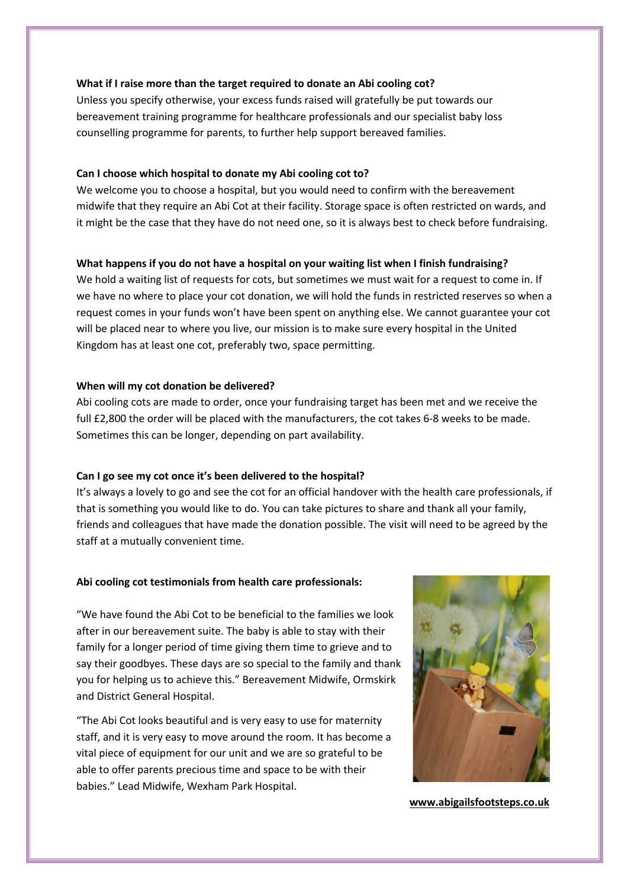**What if I raise more than the target required to donate an Abi cooling cot?**
Unless you specify otherwise, your excess funds raised will gratefully be put towards our bereavement training programme for healthcare professionals and our specialist baby loss counselling programme for parents, to further help support bereaved families.

**Can I choose which hospital to donate my Abi cooling cot to?**
We welcome you to choose a hospital, but you would need to confirm with the bereavement midwife that they require an Abi Cot at their facility. Storage space is often restricted on wards, and it might be the case that they have do not need one, so it is always best to check before fundraising.

**What happens if you do not have a hospital on your waiting list when I finish fundraising?**
We hold a waiting list of requests for cots, but sometimes we must wait for a request to come in. If we have no where to place your cot donation, we will hold the funds in restricted reserves so when a request comes in your funds won't have been spent on anything else. We cannot guarantee your cot will be placed near to where you live, our mission is to make sure every hospital in the United Kingdom has at least one cot, preferably two, space permitting.

**When will my cot donation be delivered?**
Abi cooling cots are made to order, once your fundraising target has been met and we receive the full £2,800 the order will be placed with the manufacturers, the cot takes 6-8 weeks to be made. Sometimes this can be longer, depending on part availability.

**Can I go see my cot once it's been delivered to the hospital?**
It's always a lovely to go and see the cot for an official handover with the health care professionals, if that is something you would like to do. You can take pictures to share and thank all your family, friends and colleagues that have made the donation possible. The visit will need to be agreed by the staff at a mutually convenient time.

**Abi cooling cot testimonials from health care professionals:**

"We have found the Abi Cot to be beneficial to the families we look after in our bereavement suite. The baby is able to stay with their family for a longer period of time giving them time to grieve and to say their goodbyes. These days are so special to the family and thank you for helping us to achieve this." Bereavement Midwife, Ormskirk and District General Hospital.

"The Abi Cot looks beautiful and is very easy to use for maternity staff, and it is very easy to move around the room. It has become a vital piece of equipment for our unit and we are so grateful to be able to offer parents precious time and space to be with their babies." Lead Midwife, Wexham Park Hospital.

www.abigailsfootsteps.co.uk